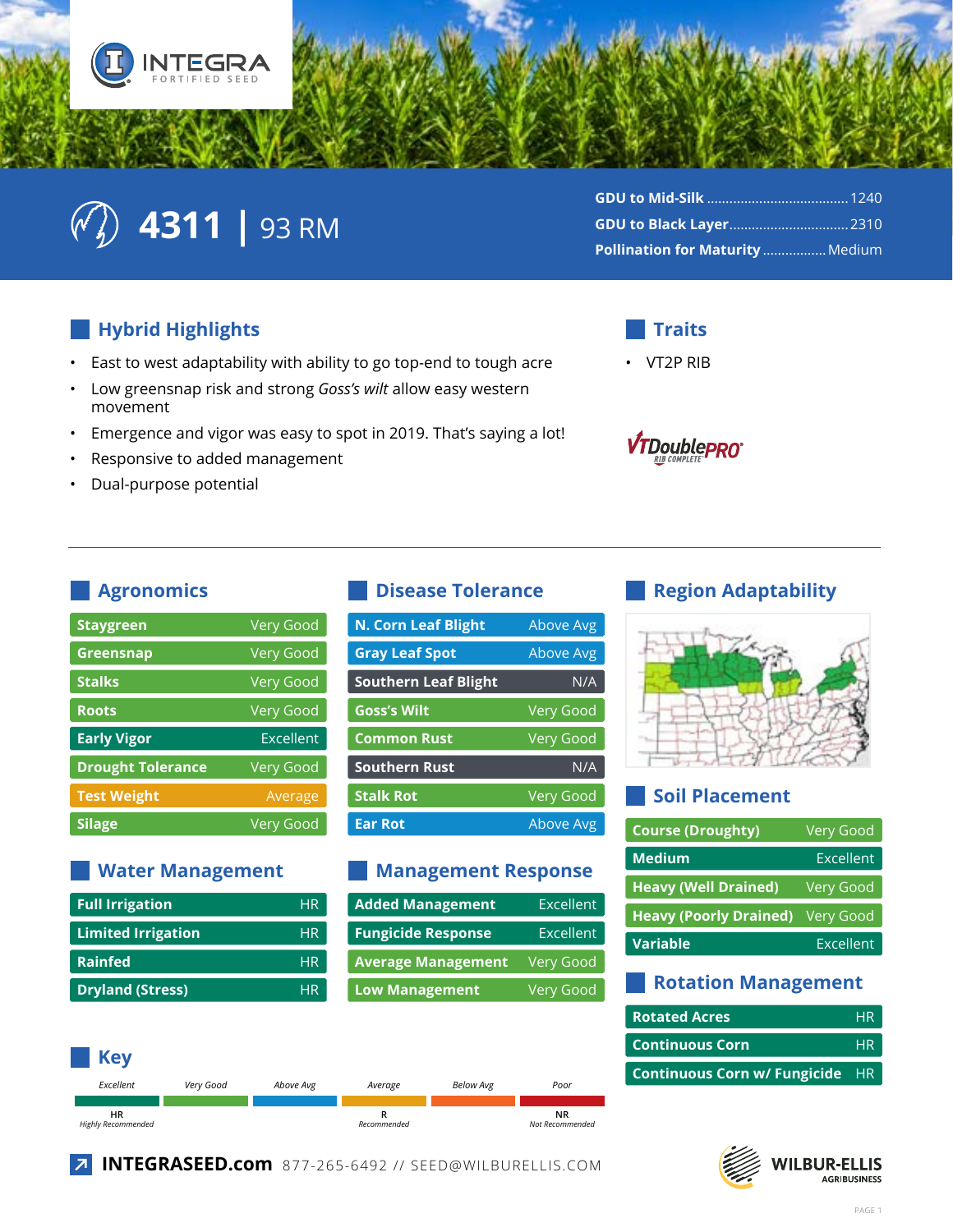INTEGRA FORTIFIED SEED

# 4311 | 93 RM

- **GDU to Mid-Silk** ...................................... 1240
- **GDU to Black Layer** ................................ 2310
- **Pollination for Maturity** ................. Medium

## Hybrid Highlights

- East to west adaptability with ability to go top-end to tough acre
- Low greensnap risk and strong *Goss's wilt* allow easy western movement
- Emergence and vigor was easy to spot in 2019. That's saying a lot!
- Responsive to added management
- Dual-purpose potential

## Traits

- VT2P RIB

VTDoublePRO RIB COMPLETE

## Agronomics

| Trait | Rating |
|---|---|
| Staygreen | Very Good |
| Greensnap | Very Good |
| Stalks | Very Good |
| Roots | Very Good |
| Early Vigor | Excellent |
| Drought Tolerance | Very Good |
| Test Weight | Average |
| Silage | Very Good |

## Disease Tolerance

| Disease | Rating |
|---|---|
| N. Corn Leaf Blight | Above Avg |
| Gray Leaf Spot | Above Avg |
| Southern Leaf Blight | N/A |
| Goss's Wilt | Very Good |
| Common Rust | Very Good |
| Southern Rust | N/A |
| Stalk Rot | Very Good |
| Ear Rot | Above Avg |

## Region Adaptability

## Water Management

| Condition | Rating |
|---|---|
| Full Irrigation | HR |
| Limited Irrigation | HR |
| Rainfed | HR |
| Dryland (Stress) | HR |

## Management Response

| Management | Rating |
|---|---|
| Added Management | Excellent |
| Fungicide Response | Excellent |
| Average Management | Very Good |
| Low Management | Very Good |

## Soil Placement

| Soil | Rating |
|---|---|
| Course (Droughty) | Very Good |
| Medium | Excellent |
| Heavy (Well Drained) | Very Good |
| Heavy (Poorly Drained) | Very Good |
| Variable | Excellent |

## Rotation Management

| Rotation | Rating |
|---|---|
| Rotated Acres | HR |
| Continuous Corn | HR |
| Continuous Corn w/ Fungicide | HR |

## Key

*Excellent* | *Very Good* | *Above Avg* | *Average* | *Below Avg* | *Poor*

HR *Highly Recommended* | R *Recommended* | NR *Not Recommended*

**INTEGRASEED.com** 877-265-6492 // SEED@WILBURELLIS.COM

WILBUR-ELLIS AGRIBUSINESS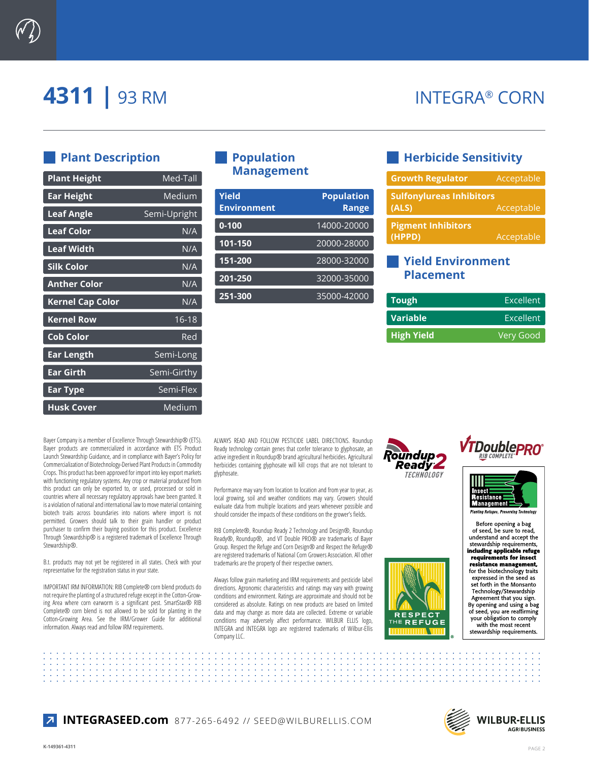# 4311 | 93 RM

## INTEGRA® CORN

## Plant Description

| | |
|---|---|
| Plant Height | Med-Tall |
| Ear Height | Medium |
| Leaf Angle | Semi-Upright |
| Leaf Color | N/A |
| Leaf Width | N/A |
| Silk Color | N/A |
| Anther Color | N/A |
| Kernel Cap Color | N/A |
| Kernel Row | 16-18 |
| Cob Color | Red |
| Ear Length | Semi-Long |
| Ear Girth | Semi-Girthy |
| Ear Type | Semi-Flex |
| Husk Cover | Medium |

## Population Management

| Yield Environment | Population Range |
|---|---|
| 0-100 | 14000-20000 |
| 101-150 | 20000-28000 |
| 151-200 | 28000-32000 |
| 201-250 | 32000-35000 |
| 251-300 | 35000-42000 |

## Herbicide Sensitivity

| | |
|---|---|
| Growth Regulator | Acceptable |
| Sulfonylureas Inhibitors (ALS) | Acceptable |
| Pigment Inhibitors (HPPD) | Acceptable |

## Yield Environment Placement

| | |
|---|---|
| Tough | Excellent |
| Variable | Excellent |
| High Yield | Very Good |

Bayer Company is a member of Excellence Through Stewardship® (ETS). Bayer products are commercialized in accordance with ETS Product Launch Stewardship Guidance, and in compliance with Bayer's Policy for Commercialization of Biotechnology-Derived Plant Products in Commodity Crops. This product has been approved for import into key export markets with functioning regulatory systems. Any crop or material produced from this product can only be exported to, or used, processed or sold in countries where all necessary regulatory approvals have been granted. It is a violation of national and international law to move material containing biotech traits across boundaries into nations where import is not permitted. Growers should talk to their grain handler or product purchaser to confirm their buying position for this product. Excellence Through Stewardship® is a registered trademark of Excellence Through Stewardship®.

B.t. products may not yet be registered in all states. Check with your representative for the registration status in your state.

IMPORTANT IRM INFORMATION: RIB Complete® corn blend products do not require the planting of a structured refuge except in the Cotton-Growing Area where corn earworm is a significant pest. SmartStax® RIB Complete® corn blend is not allowed to be sold for planting in the Cotton-Growing Area. See the IRM/Grower Guide for additional information. Always read and follow IRM requirements.

ALWAYS READ AND FOLLOW PESTICIDE LABEL DIRECTIONS. Roundup Ready technology contain genes that confer tolerance to glyphosate, an active ingredient in Roundup® brand agricultural herbicides. Agricultural herbicides containing glyphosate will kill crops that are not tolerant to glyphosate.

Performance may vary from location to location and from year to year, as local growing, soil and weather conditions may vary. Growers should evaluate data from multiple locations and years whenever possible and should consider the impacts of these conditions on the grower's fields.

RIB Complete®, Roundup Ready 2 Technology and Design®, Roundup Ready®, Roundup®, and VT Double PRO® are trademarks of Bayer Group. Respect the Refuge and Corn Design® and Respect the Refuge® are registered trademarks of National Corn Growers Association. All other trademarks are the property of their respective owners.

Always follow grain marketing and IRM requirements and pesticide label directions. Agronomic characteristics and ratings may vary with growing conditions and environment. Ratings are approximate and should not be considered as absolute. Ratings on new products are based on limited data and may change as more data are collected. Extreme or variable conditions may adversely affect performance. WILBUR ELLIS logo, INTEGRA and INTEGRA logo are registered trademarks of Wilbur-Ellis Company LLC.

Roundup Ready 2 TECHNOLOGY

VT Double PRO® RIB COMPLETE

Insect Resistance Management
Planting Refuges, Preserving Technology

Before opening a bag of seed, be sure to read, understand and accept the stewardship requirements, **including applicable refuge requirements for insect resistance management,** for the biotechnology traits expressed in the seed as set forth in the Monsanto Technology/Stewardship Agreement that you sign. By opening and using a bag of seed, you are reaffirming your obligation to comply with the most recent stewardship requirements.

RESPECT THE REFUGE®

**INTEGRASEED.com** 877-265-6492 // SEED@WILBURELLIS.COM

WILBUR-ELLIS AGRIBUSINESS

K-149361-4311